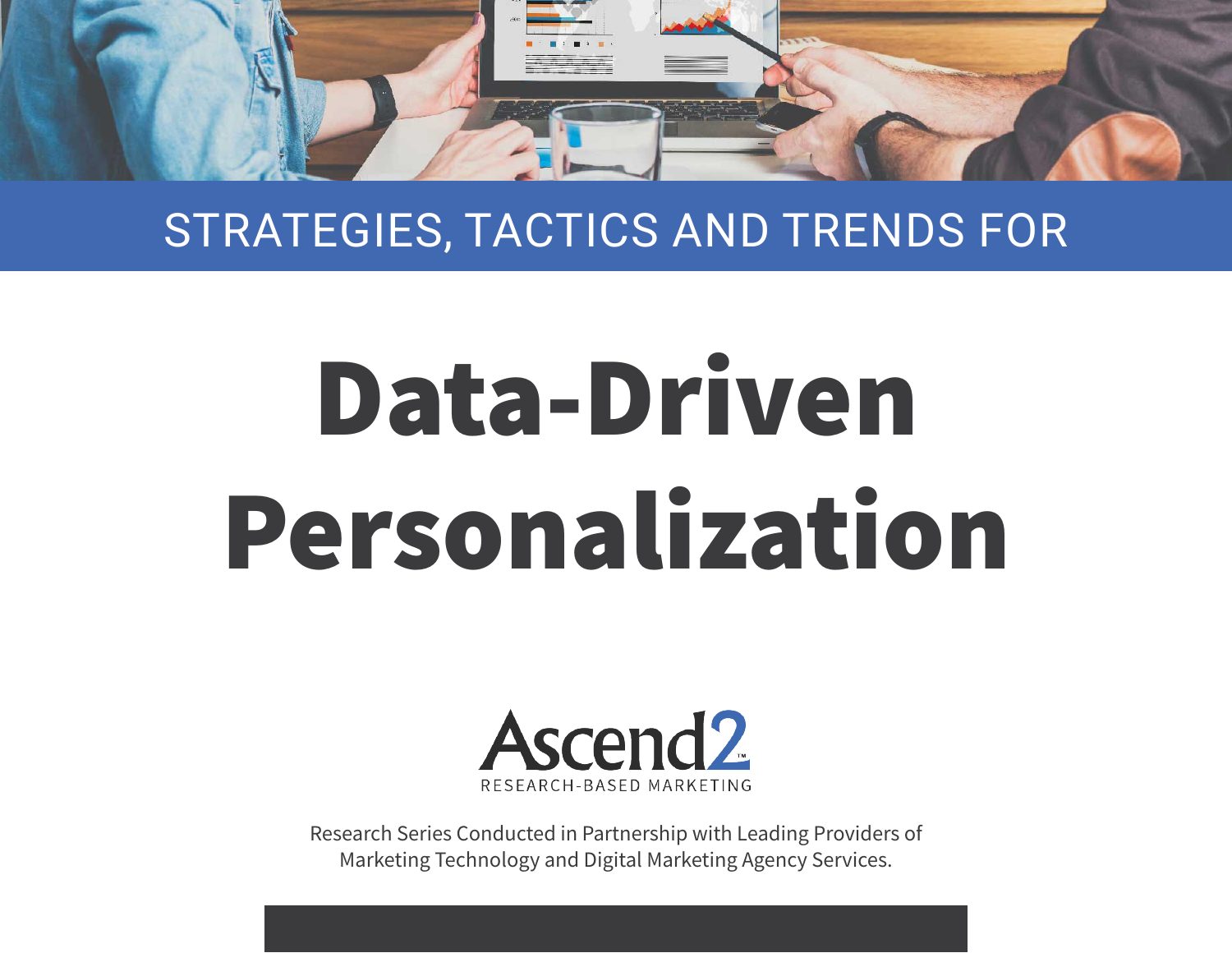STRATEGIES, TACTICS AND TRENDS FOR

# Data-Driven Personalization

Ascend2™

RESEARCH-BASED MARKETING

Research Series Conducted in Partnership with Leading Providers of Marketing Technology and Digital Marketing Agency Services.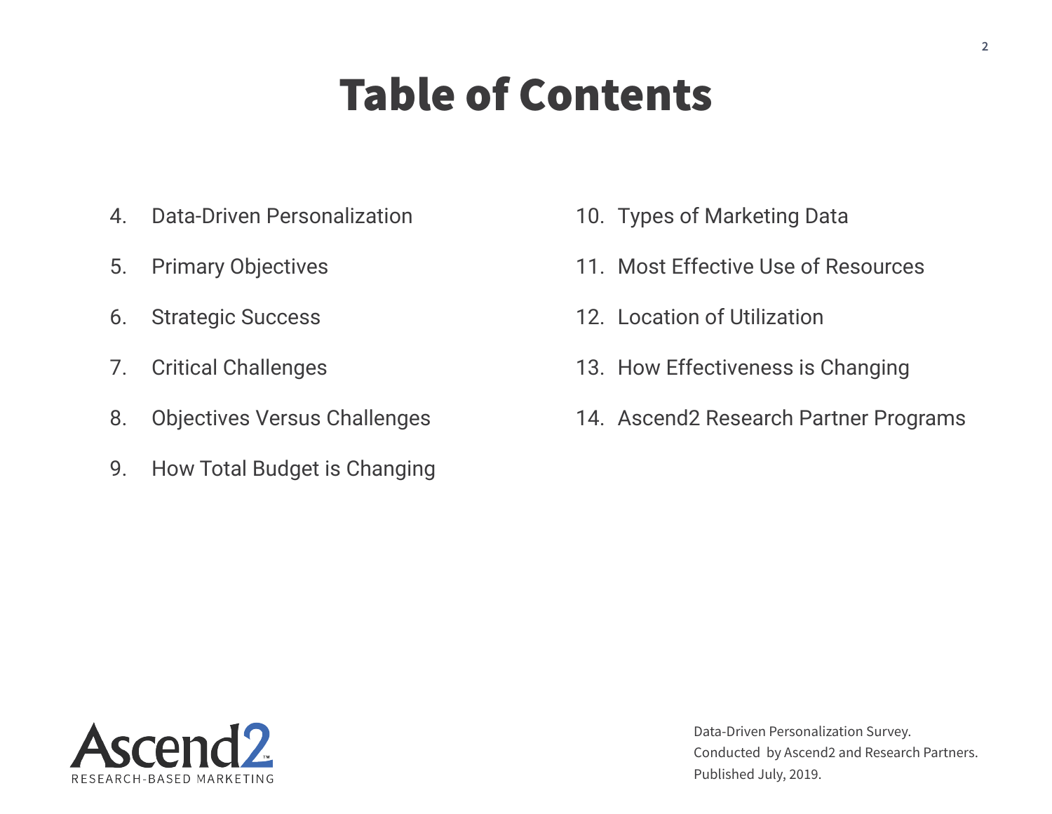# Table of Contents

4. Data-Driven Personalization
5. Primary Objectives
6. Strategic Success
7. Critical Challenges
8. Objectives Versus Challenges
9. How Total Budget is Changing
10. Types of Marketing Data
11. Most Effective Use of Resources
12. Location of Utilization
13. How Effectiveness is Changing
14. Ascend2 Research Partner Programs

Ascend2™ RESEARCH-BASED MARKETING

Data-Driven Personalization Survey.
Conducted by Ascend2 and Research Partners.
Published July, 2019.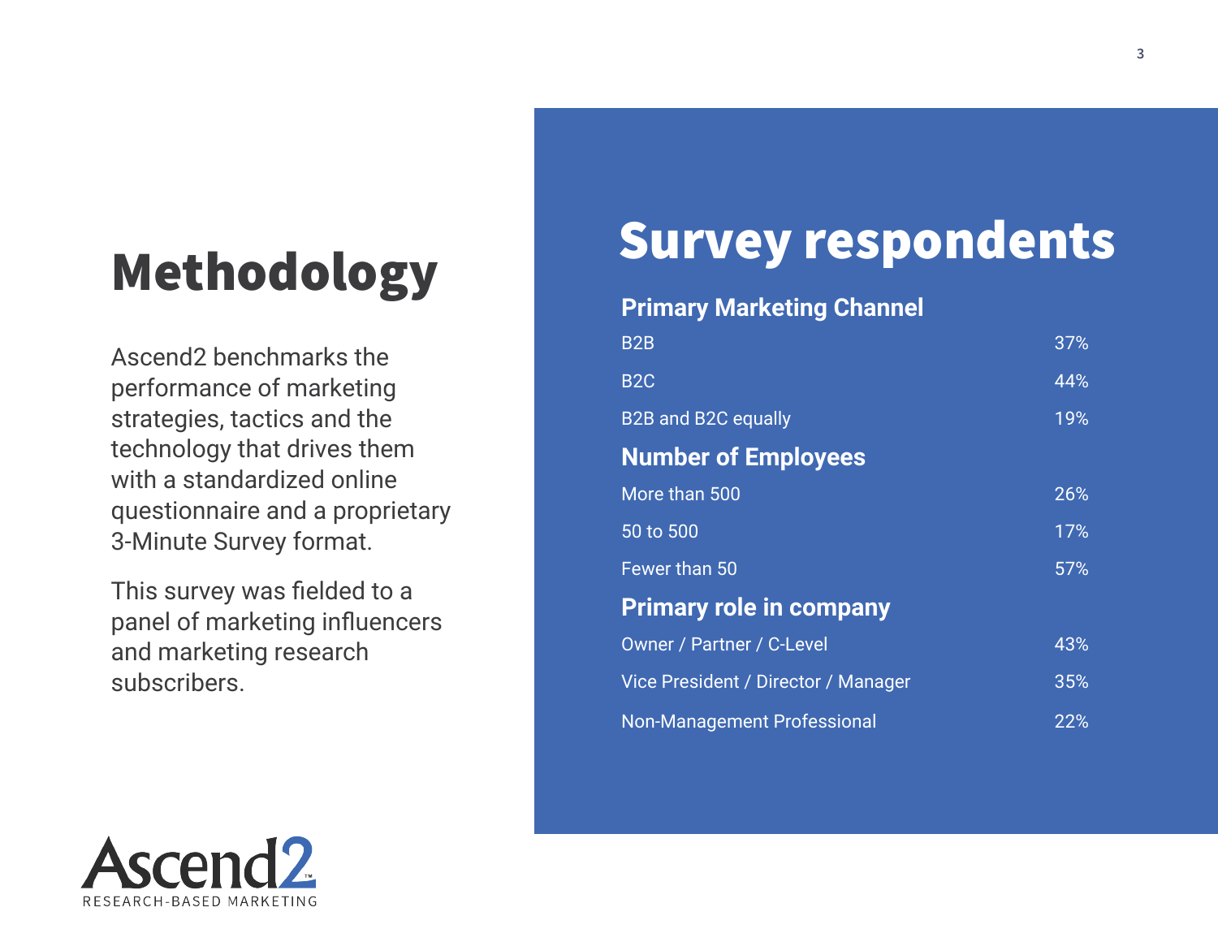# Methodology

Ascend2 benchmarks the performance of marketing strategies, tactics and the technology that drives them with a standardized online questionnaire and a proprietary 3-Minute Survey format.

This survey was fielded to a panel of marketing influencers and marketing research subscribers.

# Survey respondents

### Primary Marketing Channel

| | |
|---|---|
| B2B | 37% |
| B2C | 44% |
| B2B and B2C equally | 19% |

### Number of Employees

| | |
|---|---|
| More than 500 | 26% |
| 50 to 500 | 17% |
| Fewer than 50 | 57% |

### Primary role in company

| | |
|---|---|
| Owner / Partner / C-Level | 43% |
| Vice President / Director / Manager | 35% |
| Non-Management Professional | 22% |

Ascend2™
RESEARCH-BASED MARKETING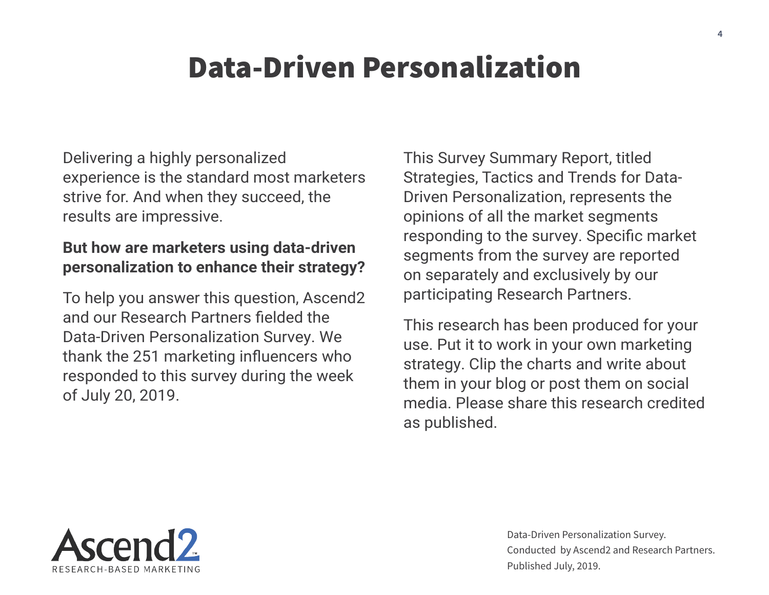# Data-Driven Personalization

Delivering a highly personalized experience is the standard most marketers strive for. And when they succeed, the results are impressive.

**But how are marketers using data-driven personalization to enhance their strategy?**

To help you answer this question, Ascend2 and our Research Partners fielded the Data-Driven Personalization Survey. We thank the 251 marketing influencers who responded to this survey during the week of July 20, 2019.

This Survey Summary Report, titled Strategies, Tactics and Trends for Data-Driven Personalization, represents the opinions of all the market segments responding to the survey. Specific market segments from the survey are reported on separately and exclusively by our participating Research Partners.

This research has been produced for your use. Put it to work in your own marketing strategy. Clip the charts and write about them in your blog or post them on social media. Please share this research credited as published.

Ascend2™
RESEARCH-BASED MARKETING

Data-Driven Personalization Survey.
Conducted by Ascend2 and Research Partners.
Published July, 2019.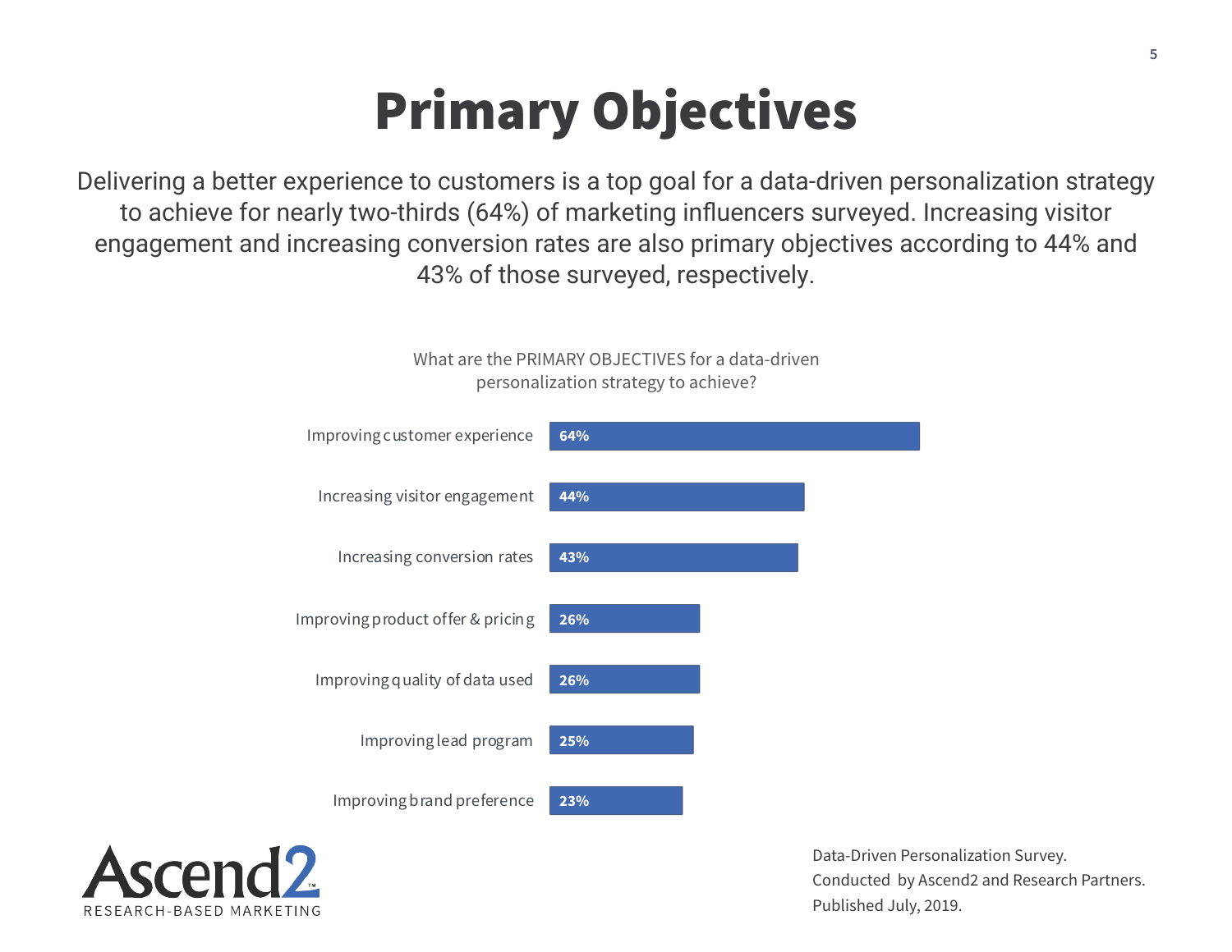# Primary Objectives

Delivering a better experience to customers is a top goal for a data-driven personalization strategy to achieve for nearly two-thirds (64%) of marketing influencers surveyed. Increasing visitor engagement and increasing conversion rates are also primary objectives according to 44% and 43% of those surveyed, respectively.

What are the PRIMARY OBJECTIVES for a data-driven personalization strategy to achieve?

| Objective | Percentage |
|---|---|
| Improving customer experience | 64% |
| Increasing visitor engagement | 44% |
| Increasing conversion rates | 43% |
| Improving product offer & pricing | 26% |
| Improving quality of data used | 26% |
| Improving lead program | 25% |
| Improving brand preference | 23% |

Ascend2 RESEARCH-BASED MARKETING

Data-Driven Personalization Survey.
Conducted by Ascend2 and Research Partners.
Published July, 2019.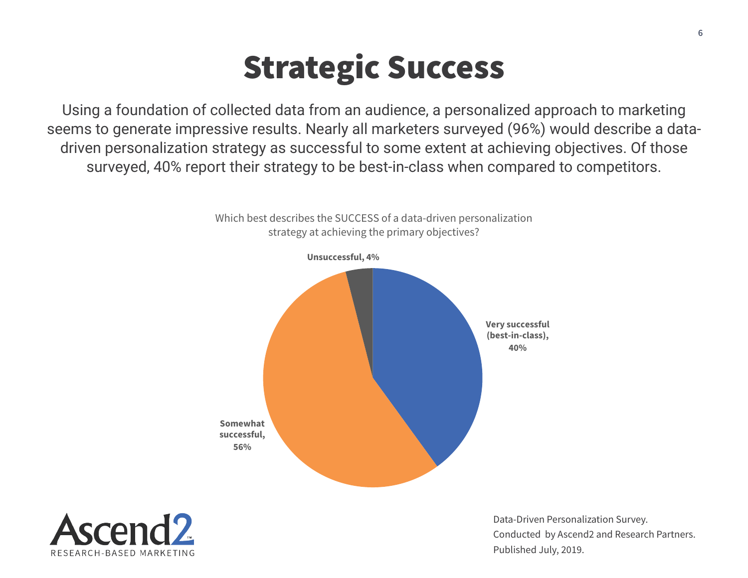# Strategic Success

Using a foundation of collected data from an audience, a personalized approach to marketing seems to generate impressive results. Nearly all marketers surveyed (96%) would describe a data-driven personalization strategy as successful to some extent at achieving objectives. Of those surveyed, 40% report their strategy to be best-in-class when compared to competitors.

Which best describes the SUCCESS of a data-driven personalization strategy at achieving the primary objectives?

| Response | Percentage |
| --- | --- |
| Very successful (best-in-class) | 40% |
| Somewhat successful | 56% |
| Unsuccessful | 4% |

Ascend2 RESEARCH-BASED MARKETING

Data-Driven Personalization Survey.
Conducted by Ascend2 and Research Partners.
Published July, 2019.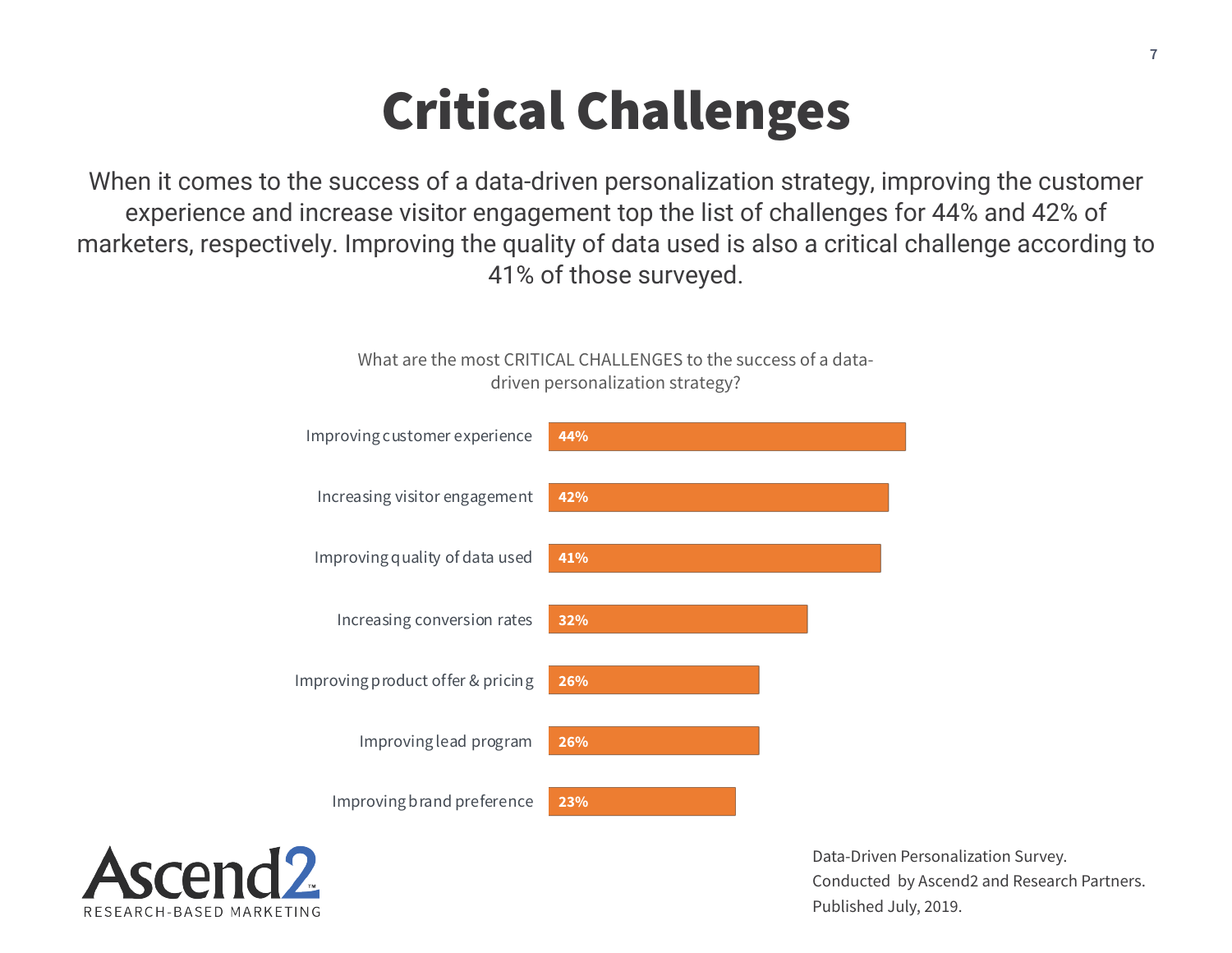# Critical Challenges

When it comes to the success of a data-driven personalization strategy, improving the customer experience and increase visitor engagement top the list of challenges for 44% and 42% of marketers, respectively. Improving the quality of data used is also a critical challenge according to 41% of those surveyed.

What are the most CRITICAL CHALLENGES to the success of a data-driven personalization strategy?

| Challenge | Percentage |
| --- | --- |
| Improving customer experience | 44% |
| Increasing visitor engagement | 42% |
| Improving quality of data used | 41% |
| Increasing conversion rates | 32% |
| Improving product offer & pricing | 26% |
| Improving lead program | 26% |
| Improving brand preference | 23% |

Ascend2 RESEARCH-BASED MARKETING

Data-Driven Personalization Survey.
Conducted by Ascend2 and Research Partners.
Published July, 2019.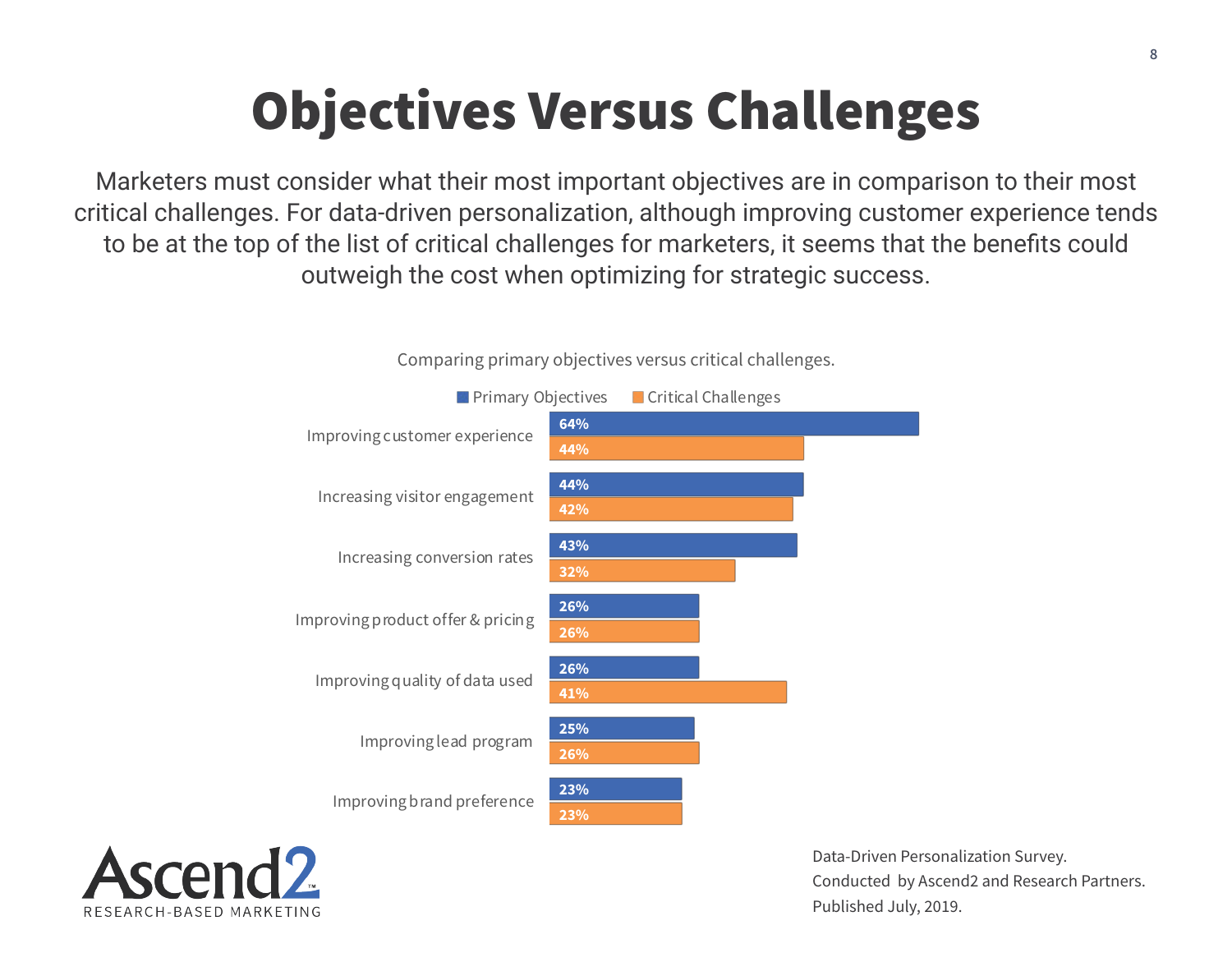# Objectives Versus Challenges

Marketers must consider what their most important objectives are in comparison to their most critical challenges. For data-driven personalization, although improving customer experience tends to be at the top of the list of critical challenges for marketers, it seems that the benefits could outweigh the cost when optimizing for strategic success.

Comparing primary objectives versus critical challenges.

| | Primary Objectives | Critical Challenges |
|---|---|---|
| Improving customer experience | 64% | 44% |
| Increasing visitor engagement | 44% | 42% |
| Increasing conversion rates | 43% | 32% |
| Improving product offer & pricing | 26% | 26% |
| Improving quality of data used | 26% | 41% |
| Improving lead program | 25% | 26% |
| Improving brand preference | 23% | 23% |

Ascend2 RESEARCH-BASED MARKETING

Data-Driven Personalization Survey.
Conducted by Ascend2 and Research Partners.
Published July, 2019.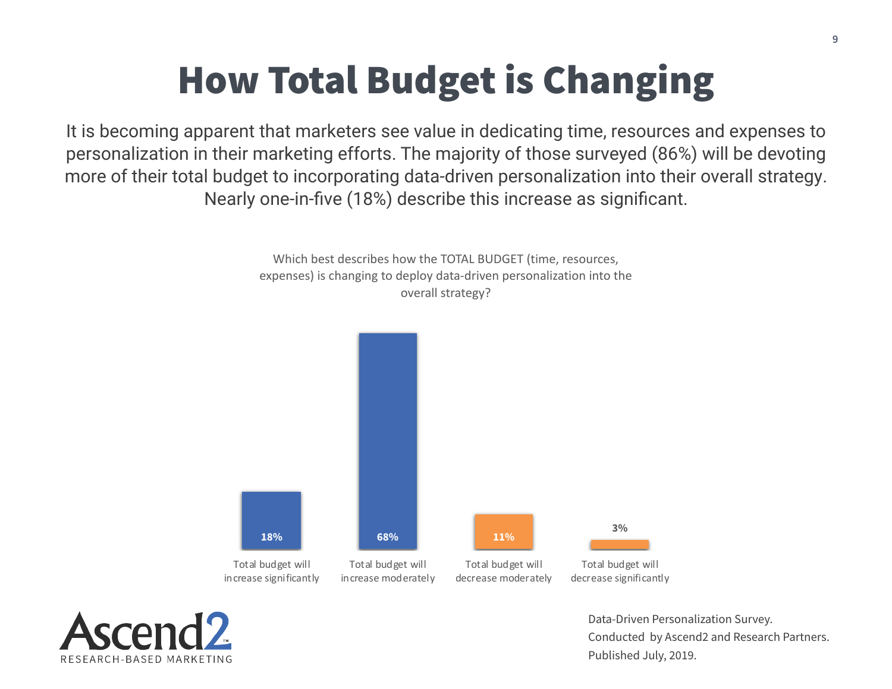# How Total Budget is Changing

It is becoming apparent that marketers see value in dedicating time, resources and expenses to personalization in their marketing efforts. The majority of those surveyed (86%) will be devoting more of their total budget to incorporating data-driven personalization into their overall strategy. Nearly one-in-five (18%) describe this increase as significant.

Which best describes how the TOTAL BUDGET (time, resources, expenses) is changing to deploy data-driven personalization into the overall strategy?

| Response | Percentage |
| --- | --- |
| Total budget will increase significantly | 18% |
| Total budget will increase moderately | 68% |
| Total budget will decrease moderately | 11% |
| Total budget will decrease significantly | 3% |

Ascend2 RESEARCH-BASED MARKETING

Data-Driven Personalization Survey.
Conducted by Ascend2 and Research Partners.
Published July, 2019.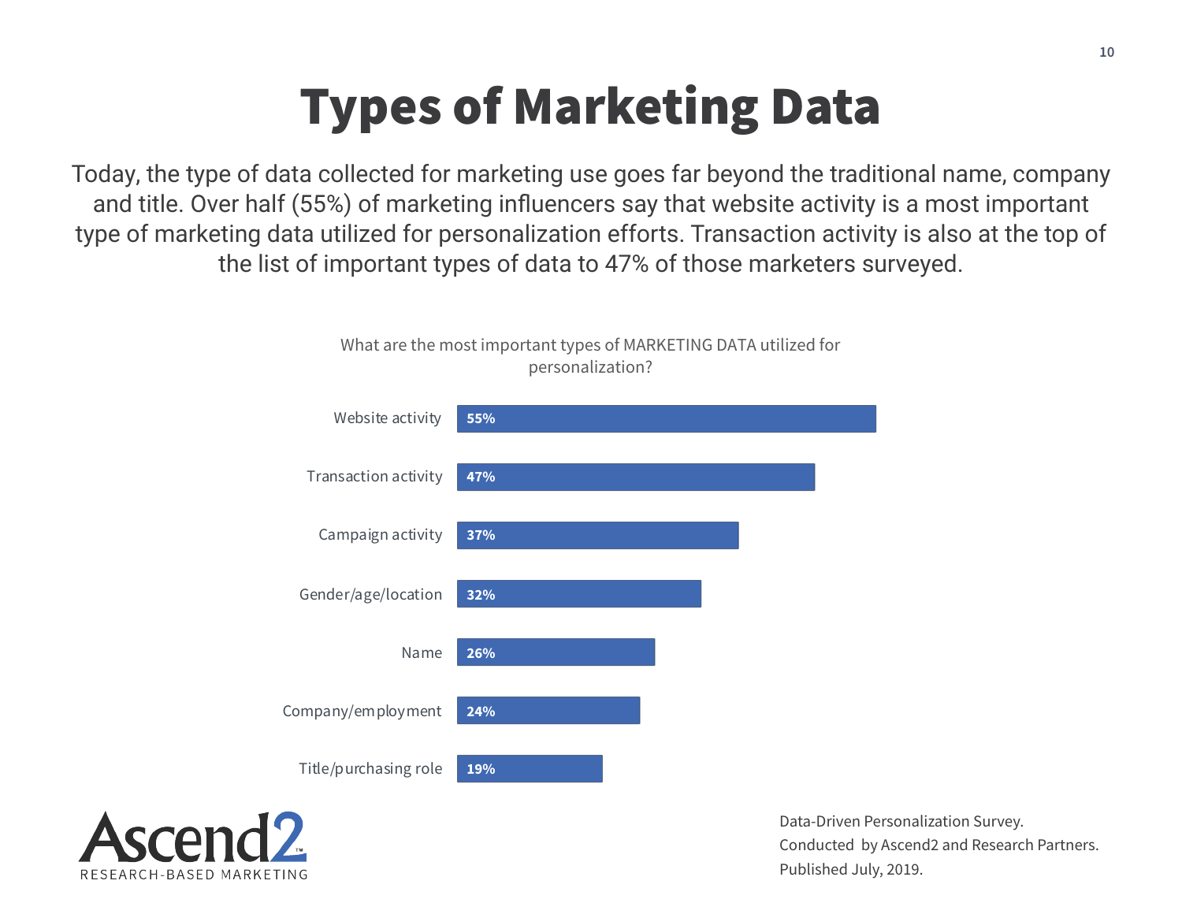# Types of Marketing Data

Today, the type of data collected for marketing use goes far beyond the traditional name, company and title. Over half (55%) of marketing influencers say that website activity is a most important type of marketing data utilized for personalization efforts. Transaction activity is also at the top of the list of important types of data to 47% of those marketers surveyed.

What are the most important types of MARKETING DATA utilized for personalization?

| Type of marketing data | Percentage |
| --- | --- |
| Website activity | 55% |
| Transaction activity | 47% |
| Campaign activity | 37% |
| Gender/age/location | 32% |
| Name | 26% |
| Company/employment | 24% |
| Title/purchasing role | 19% |

Ascend2 RESEARCH-BASED MARKETING

Data-Driven Personalization Survey.
Conducted by Ascend2 and Research Partners.
Published July, 2019.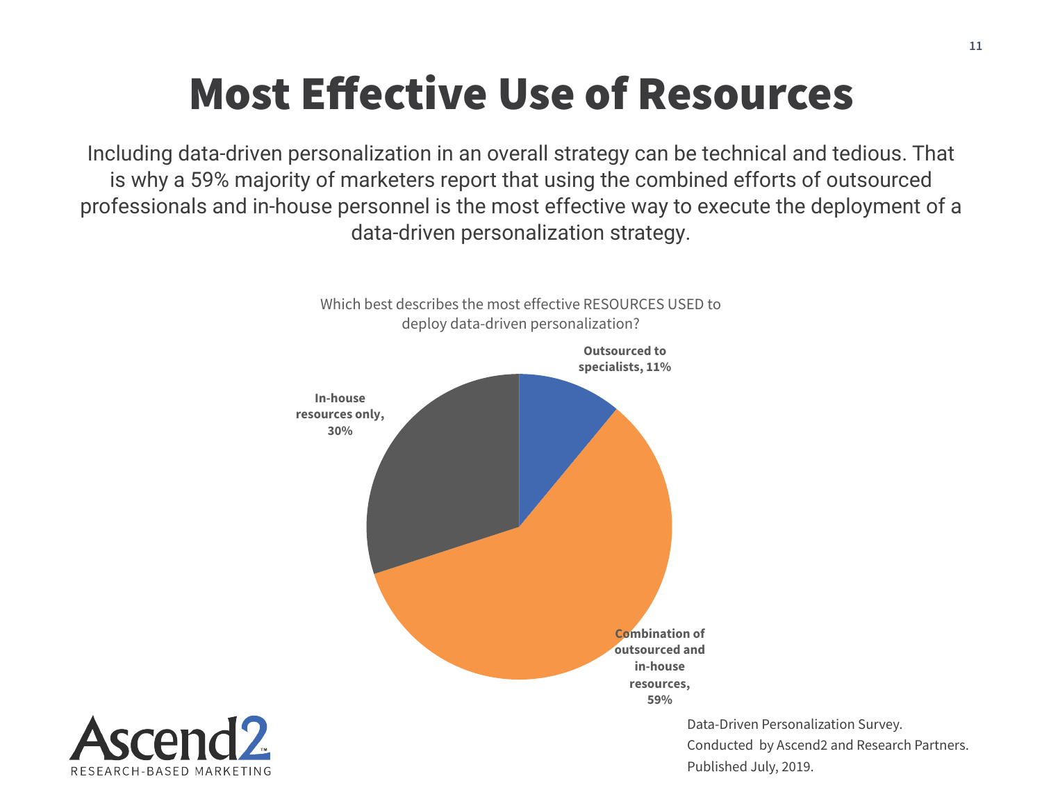# Most Effective Use of Resources

Including data-driven personalization in an overall strategy can be technical and tedious. That is why a 59% majority of marketers report that using the combined efforts of outsourced professionals and in-house personnel is the most effective way to execute the deployment of a data-driven personalization strategy.

Which best describes the most effective RESOURCES USED to deploy data-driven personalization?

| Resources | Percentage |
| --- | --- |
| Outsourced to specialists | 11% |
| Combination of outsourced and in-house resources | 59% |
| In-house resources only | 30% |

Data-Driven Personalization Survey.
Conducted by Ascend2 and Research Partners.
Published July, 2019.

Ascend2
RESEARCH-BASED MARKETING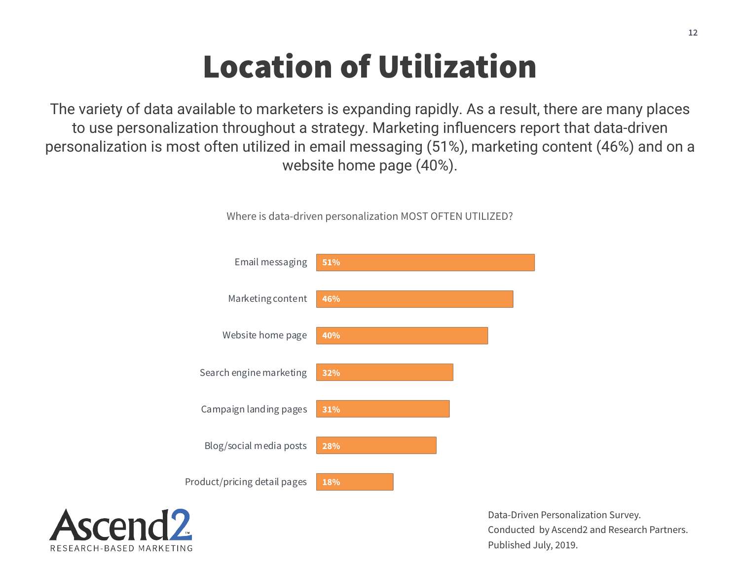# Location of Utilization

The variety of data available to marketers is expanding rapidly. As a result, there are many places to use personalization throughout a strategy. Marketing influencers report that data-driven personalization is most often utilized in email messaging (51%), marketing content (46%) and on a website home page (40%).

Where is data-driven personalization MOST OFTEN UTILIZED?

| Location | % |
| --- | --- |
| Email messaging | 51% |
| Marketing content | 46% |
| Website home page | 40% |
| Search engine marketing | 32% |
| Campaign landing pages | 31% |
| Blog/social media posts | 28% |
| Product/pricing detail pages | 18% |

Ascend2 RESEARCH-BASED MARKETING

Data-Driven Personalization Survey.
Conducted by Ascend2 and Research Partners.
Published July, 2019.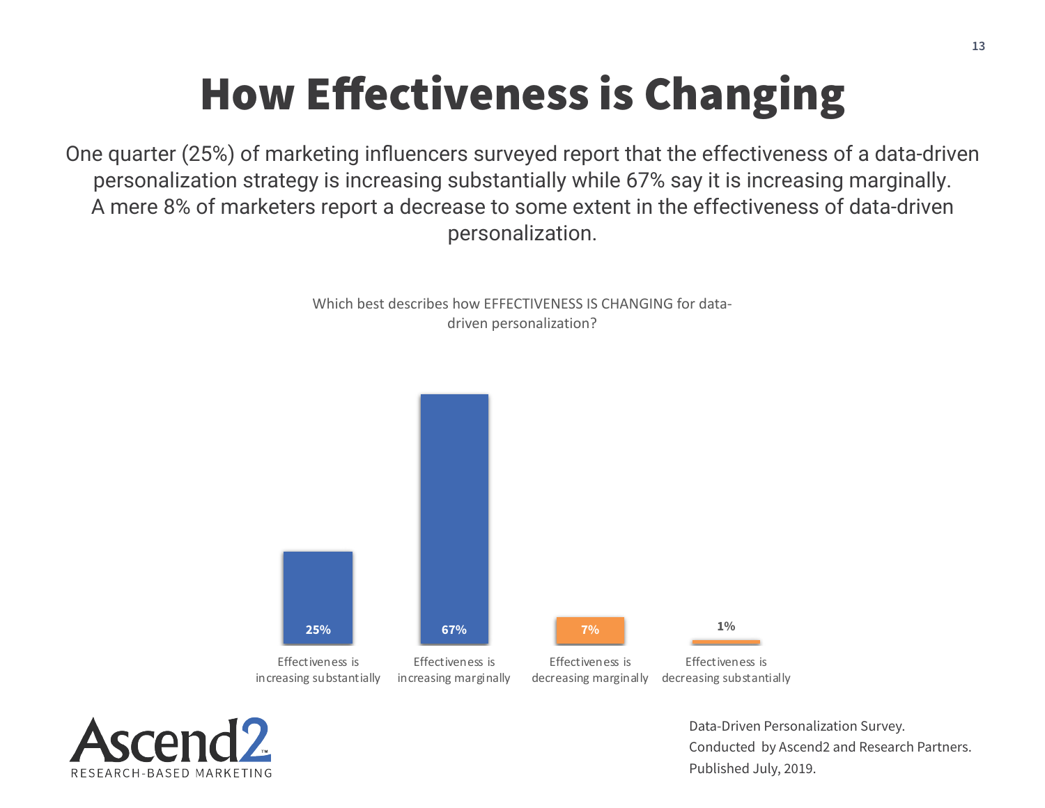# How Effectiveness is Changing

One quarter (25%) of marketing influencers surveyed report that the effectiveness of a data-driven personalization strategy is increasing substantially while 67% say it is increasing marginally. A mere 8% of marketers report a decrease to some extent in the effectiveness of data-driven personalization.

Which best describes how EFFECTIVENESS IS CHANGING for data-driven personalization?

| Response | Percentage |
|---|---|
| Effectiveness is increasing substantially | 25% |
| Effectiveness is increasing marginally | 67% |
| Effectiveness is decreasing marginally | 7% |
| Effectiveness is decreasing substantially | 1% |

Ascend2 RESEARCH-BASED MARKETING

Data-Driven Personalization Survey.
Conducted by Ascend2 and Research Partners.
Published July, 2019.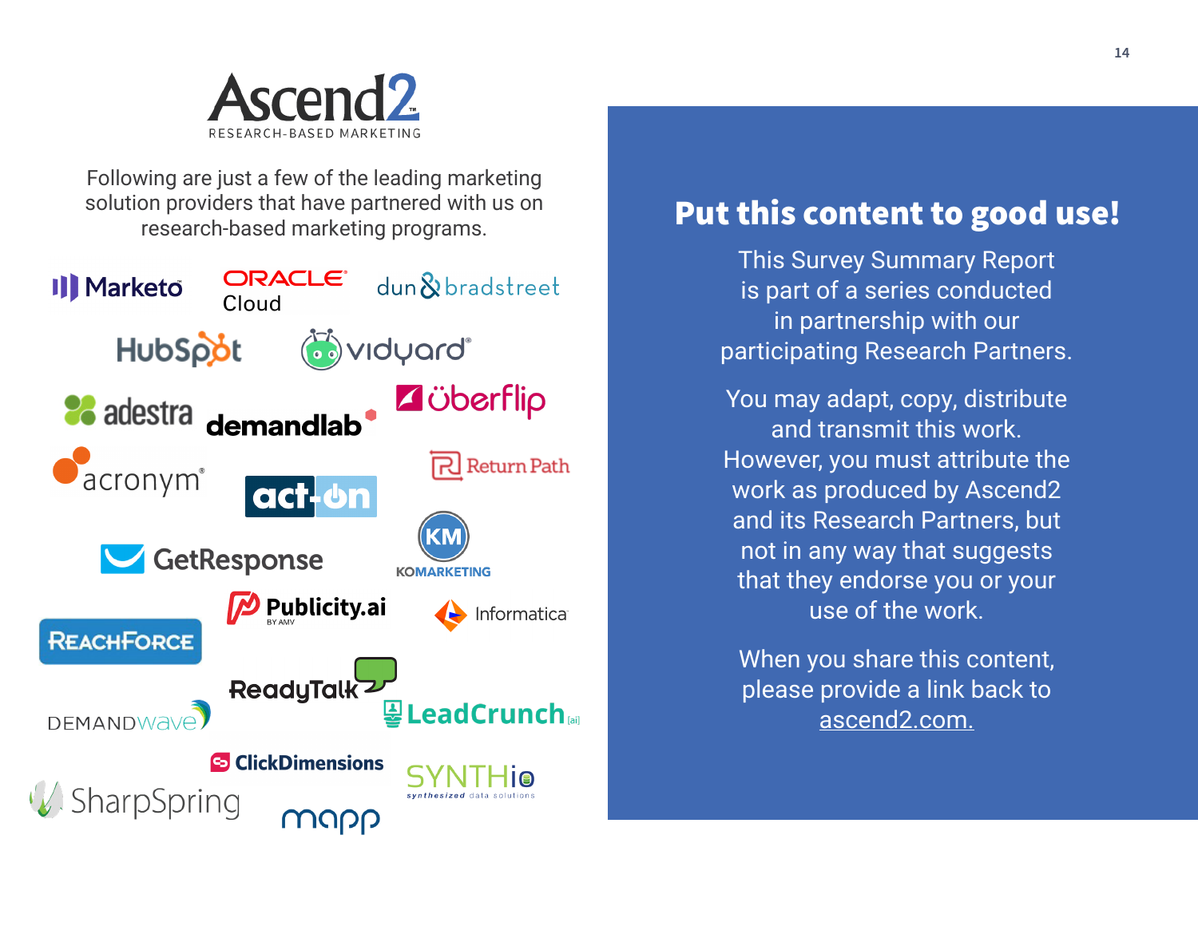Ascend2

RESEARCH-BASED MARKETING

Following are just a few of the leading marketing solution providers that have partnered with us on research-based marketing programs.

Marketo, Oracle Cloud, dun & bradstreet, HubSpot, vidyard, adestra, demandlab, überflip, acronym, act-on, Return Path, GetResponse, KoMarketing, Publicity.ai, Informatica, ReachForce, ReadyTalk, DemandWave, LeadCrunch, ClickDimensions, SYNTHio, SharpSpring, mapp

## Put this content to good use!

This Survey Summary Report is part of a series conducted in partnership with our participating Research Partners.

You may adapt, copy, distribute and transmit this work. However, you must attribute the work as produced by Ascend2 and its Research Partners, but not in any way that suggests that they endorse you or your use of the work.

When you share this content, please provide a link back to ascend2.com.